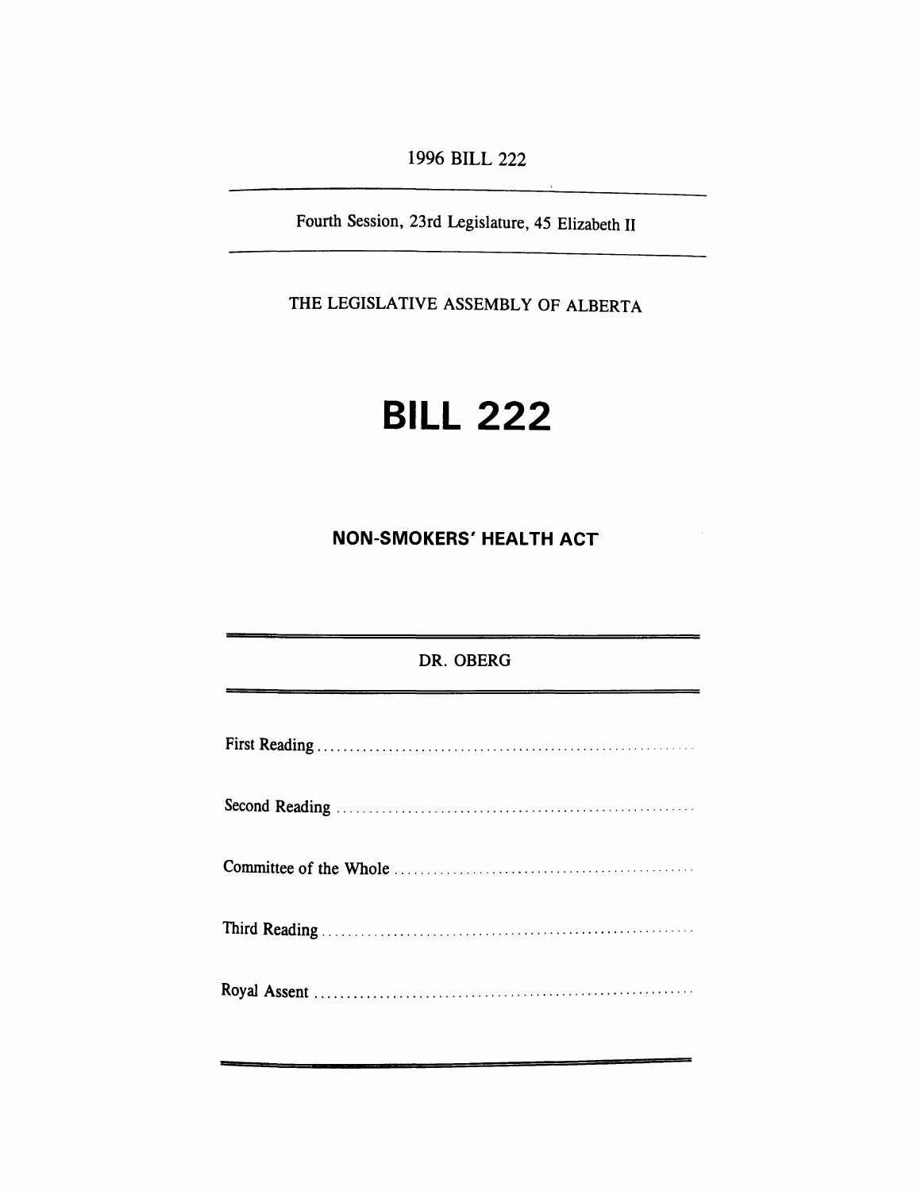1996 BILL 222

---

Fourth Session, 23rd Legislature, 45 Elizabeth II

---

THE LEGISLATIVE ASSEMBLY OF ALBERTA

# BILL 222

## NON-SMOKERS' HEALTH ACT

---

DR. OBERG

---

First Reading ..........................................................

Second Reading ......................................................

Committee of the Whole ............................................

Third Reading .........................................................

Royal Assent ..........................................................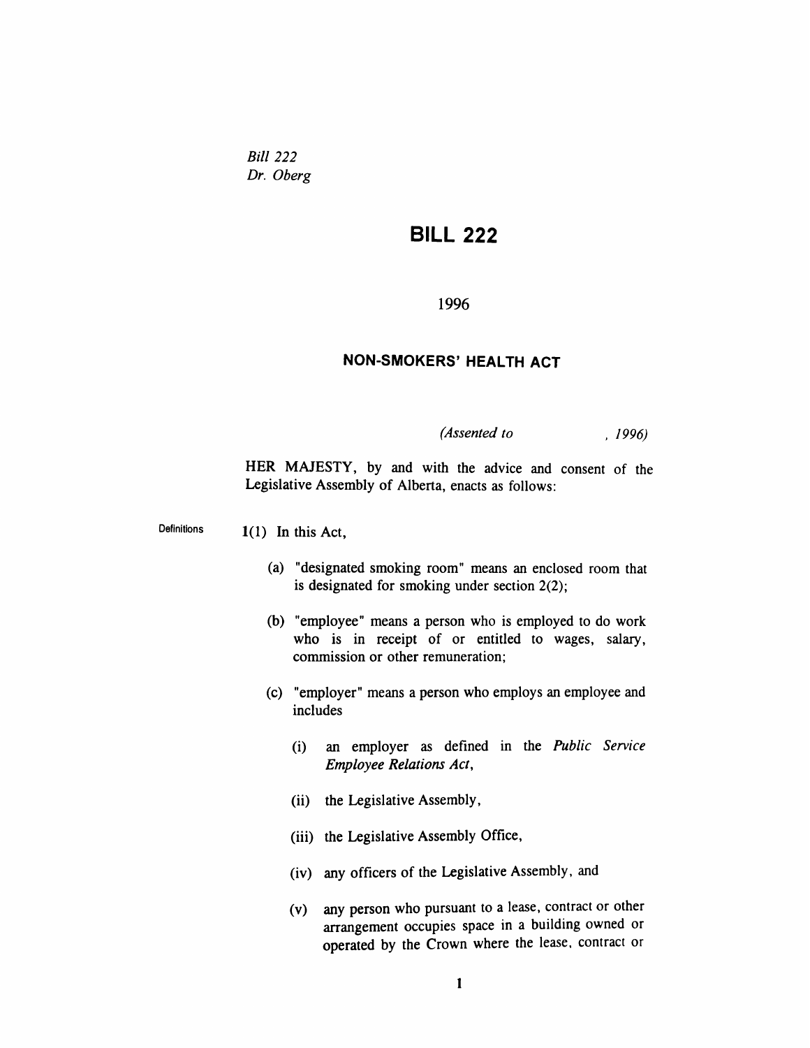*Bill 222*
*Dr. Oberg*

# BILL 222

1996

## NON-SMOKERS' HEALTH ACT

*(Assented to , 1996)*

HER MAJESTY, by and with the advice and consent of the Legislative Assembly of Alberta, enacts as follows:

Definitions

**1**(1) In this Act,

(a) "designated smoking room" means an enclosed room that is designated for smoking under section 2(2);

(b) "employee" means a person who is employed to do work who is in receipt of or entitled to wages, salary, commission or other remuneration;

(c) "employer" means a person who employs an employee and includes

(i) an employer as defined in the *Public Service Employee Relations Act*,

(ii) the Legislative Assembly,

(iii) the Legislative Assembly Office,

(iv) any officers of the Legislative Assembly, and

(v) any person who pursuant to a lease, contract or other arrangement occupies space in a building owned or operated by the Crown where the lease, contract or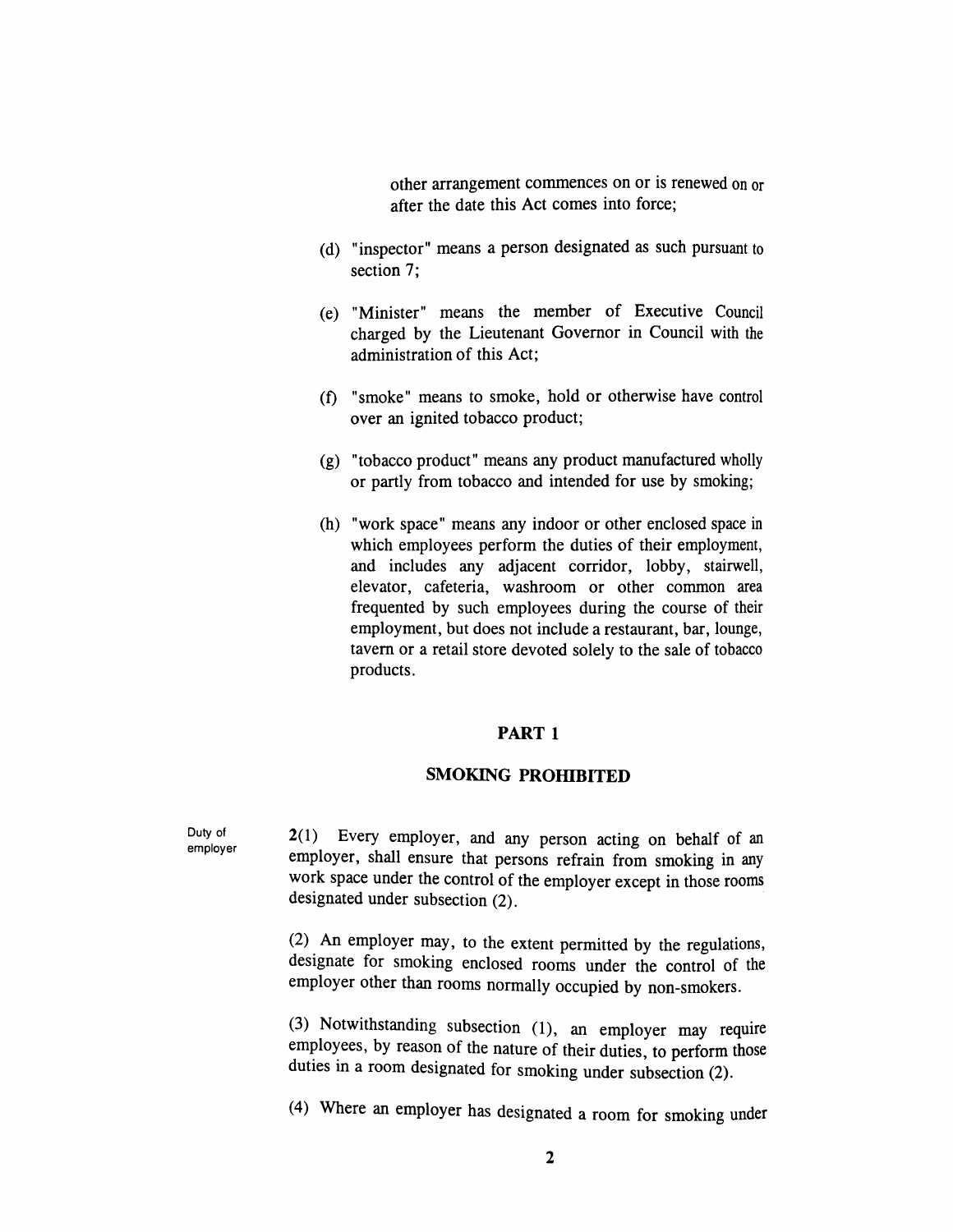other arrangement commences on or is renewed on or after the date this Act comes into force;

(d) "inspector" means a person designated as such pursuant to section 7;

(e) "Minister" means the member of Executive Council charged by the Lieutenant Governor in Council with the administration of this Act;

(f) "smoke" means to smoke, hold or otherwise have control over an ignited tobacco product;

(g) "tobacco product" means any product manufactured wholly or partly from tobacco and intended for use by smoking;

(h) "work space" means any indoor or other enclosed space in which employees perform the duties of their employment, and includes any adjacent corridor, lobby, stairwell, elevator, cafeteria, washroom or other common area frequented by such employees during the course of their employment, but does not include a restaurant, bar, lounge, tavern or a retail store devoted solely to the sale of tobacco products.

## PART 1

## SMOKING PROHIBITED

Duty of employer

**2**(1) Every employer, and any person acting on behalf of an employer, shall ensure that persons refrain from smoking in any work space under the control of the employer except in those rooms designated under subsection (2).

(2) An employer may, to the extent permitted by the regulations, designate for smoking enclosed rooms under the control of the employer other than rooms normally occupied by non-smokers.

(3) Notwithstanding subsection (1), an employer may require employees, by reason of the nature of their duties, to perform those duties in a room designated for smoking under subsection (2).

(4) Where an employer has designated a room for smoking under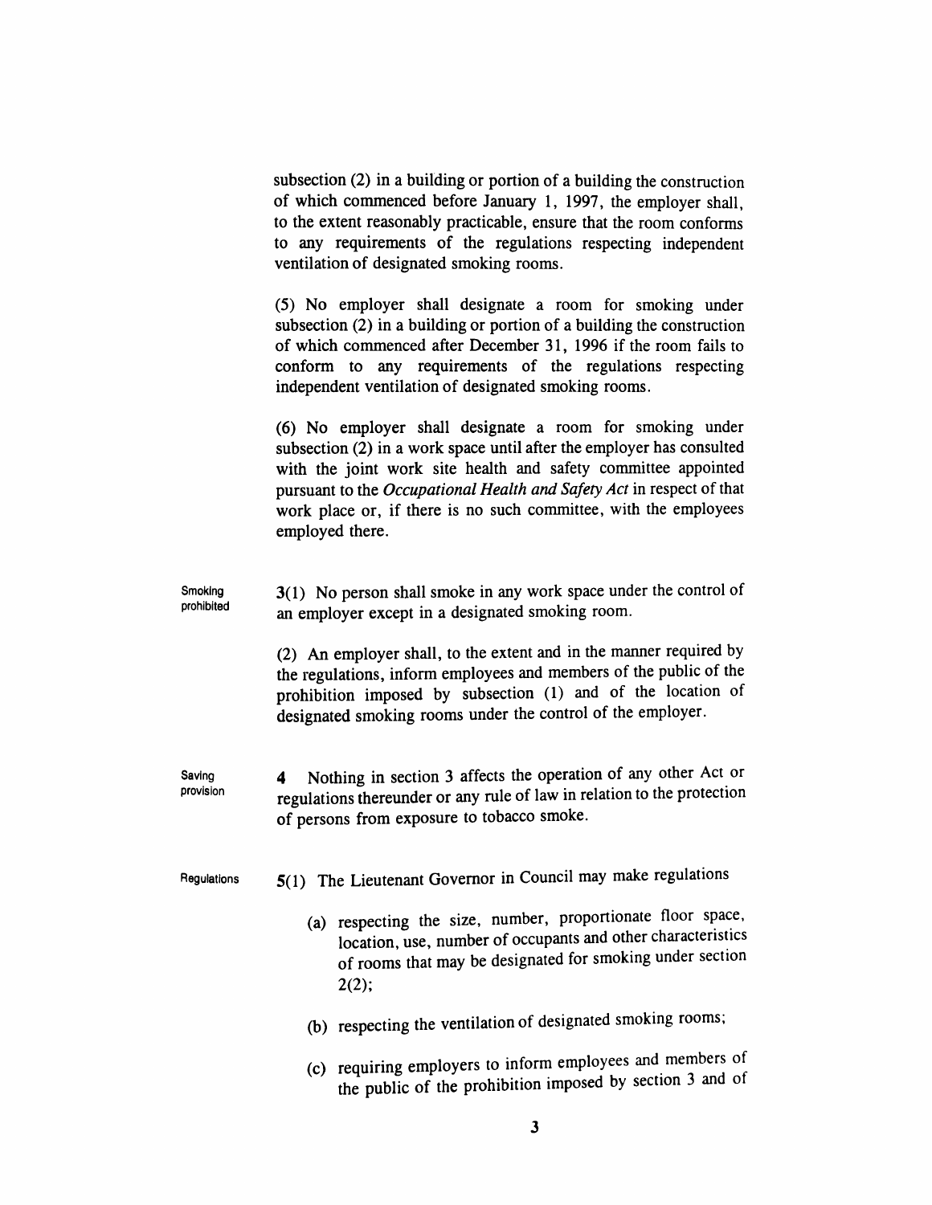subsection (2) in a building or portion of a building the construction of which commenced before January 1, 1997, the employer shall, to the extent reasonably practicable, ensure that the room conforms to any requirements of the regulations respecting independent ventilation of designated smoking rooms.

(5) No employer shall designate a room for smoking under subsection (2) in a building or portion of a building the construction of which commenced after December 31, 1996 if the room fails to conform to any requirements of the regulations respecting independent ventilation of designated smoking rooms.

(6) No employer shall designate a room for smoking under subsection (2) in a work space until after the employer has consulted with the joint work site health and safety committee appointed pursuant to the *Occupational Health and Safety Act* in respect of that work place or, if there is no such committee, with the employees employed there.

Smoking prohibited

**3**(1) No person shall smoke in any work space under the control of an employer except in a designated smoking room.

(2) An employer shall, to the extent and in the manner required by the regulations, inform employees and members of the public of the prohibition imposed by subsection (1) and of the location of designated smoking rooms under the control of the employer.

Saving provision

**4** Nothing in section 3 affects the operation of any other Act or regulations thereunder or any rule of law in relation to the protection of persons from exposure to tobacco smoke.

Regulations

**5**(1) The Lieutenant Governor in Council may make regulations

(a) respecting the size, number, proportionate floor space, location, use, number of occupants and other characteristics of rooms that may be designated for smoking under section 2(2);

(b) respecting the ventilation of designated smoking rooms;

(c) requiring employers to inform employees and members of the public of the prohibition imposed by section 3 and of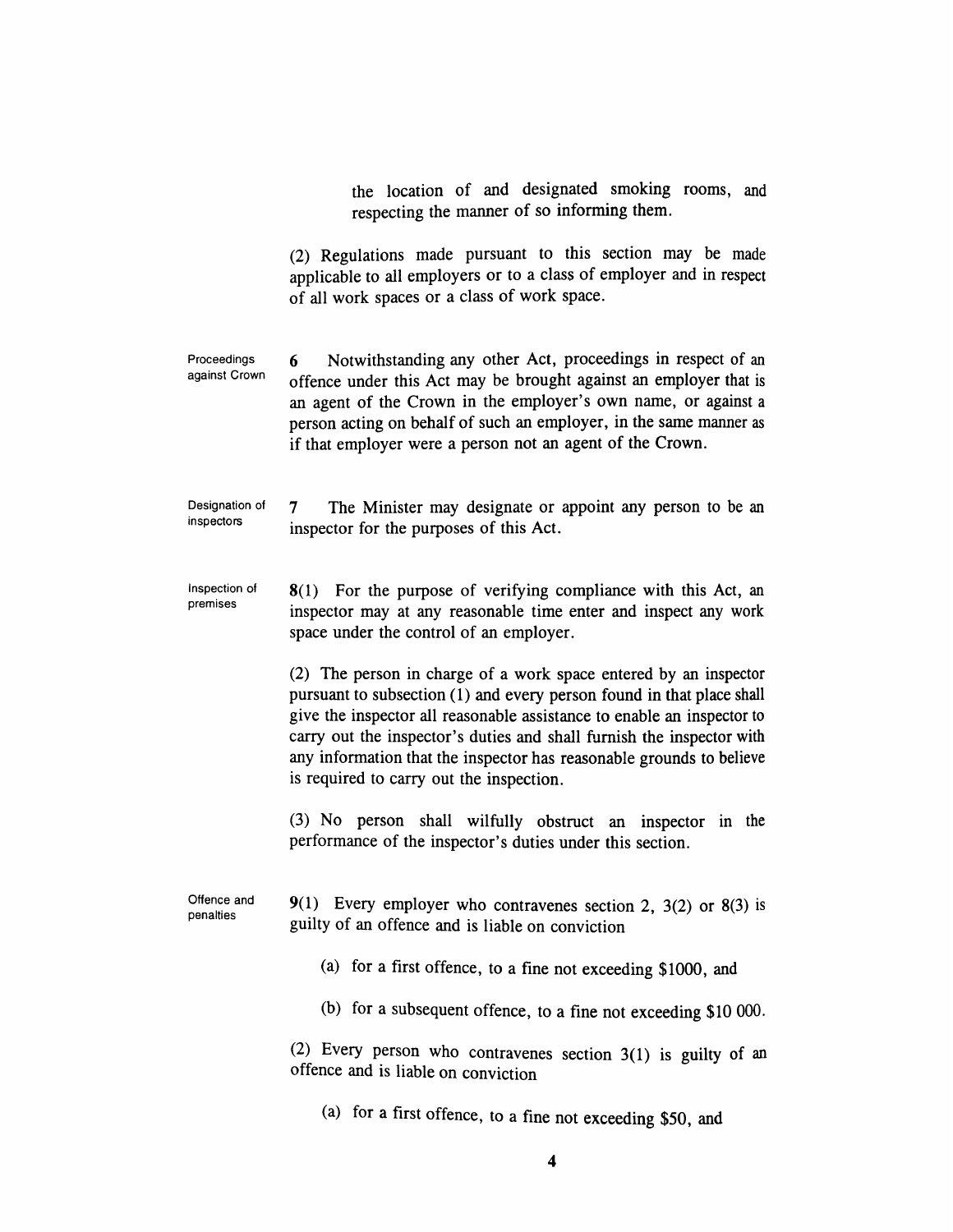the location of and designated smoking rooms, and respecting the manner of so informing them.

(2) Regulations made pursuant to this section may be made applicable to all employers or to a class of employer and in respect of all work spaces or a class of work space.

Proceedings against Crown

**6** Notwithstanding any other Act, proceedings in respect of an offence under this Act may be brought against an employer that is an agent of the Crown in the employer's own name, or against a person acting on behalf of such an employer, in the same manner as if that employer were a person not an agent of the Crown.

Designation of inspectors

**7** The Minister may designate or appoint any person to be an inspector for the purposes of this Act.

Inspection of premises

**8**(1) For the purpose of verifying compliance with this Act, an inspector may at any reasonable time enter and inspect any work space under the control of an employer.

(2) The person in charge of a work space entered by an inspector pursuant to subsection (1) and every person found in that place shall give the inspector all reasonable assistance to enable an inspector to carry out the inspector's duties and shall furnish the inspector with any information that the inspector has reasonable grounds to believe is required to carry out the inspection.

(3) No person shall wilfully obstruct an inspector in the performance of the inspector's duties under this section.

Offence and penalties

**9**(1) Every employer who contravenes section 2, 3(2) or 8(3) is guilty of an offence and is liable on conviction

(a) for a first offence, to a fine not exceeding $1000, and

(b) for a subsequent offence, to a fine not exceeding $10 000.

(2) Every person who contravenes section 3(1) is guilty of an offence and is liable on conviction

(a) for a first offence, to a fine not exceeding $50, and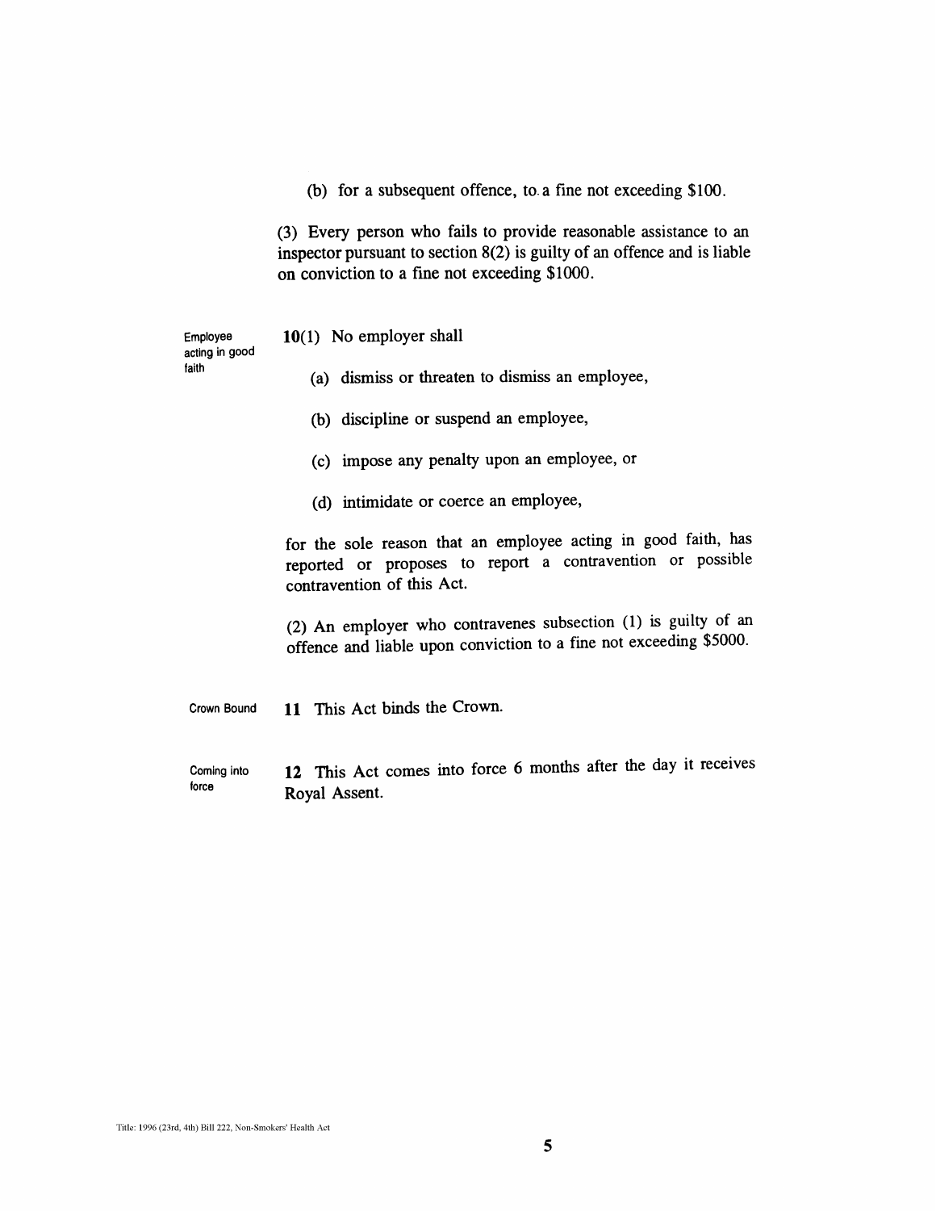(b) for a subsequent offence, to a fine not exceeding $100.

(3) Every person who fails to provide reasonable assistance to an inspector pursuant to section 8(2) is guilty of an offence and is liable on conviction to a fine not exceeding $1000.

Employee acting in good faith

**10**(1) No employer shall

(a) dismiss or threaten to dismiss an employee,

(b) discipline or suspend an employee,

(c) impose any penalty upon an employee, or

(d) intimidate or coerce an employee,

for the sole reason that an employee acting in good faith, has reported or proposes to report a contravention or possible contravention of this Act.

(2) An employer who contravenes subsection (1) is guilty of an offence and liable upon conviction to a fine not exceeding $5000.

Crown Bound

**11** This Act binds the Crown.

Coming into force

**12** This Act comes into force 6 months after the day it receives Royal Assent.

Title: 1996 (23rd, 4th) Bill 222, Non-Smokers' Health Act